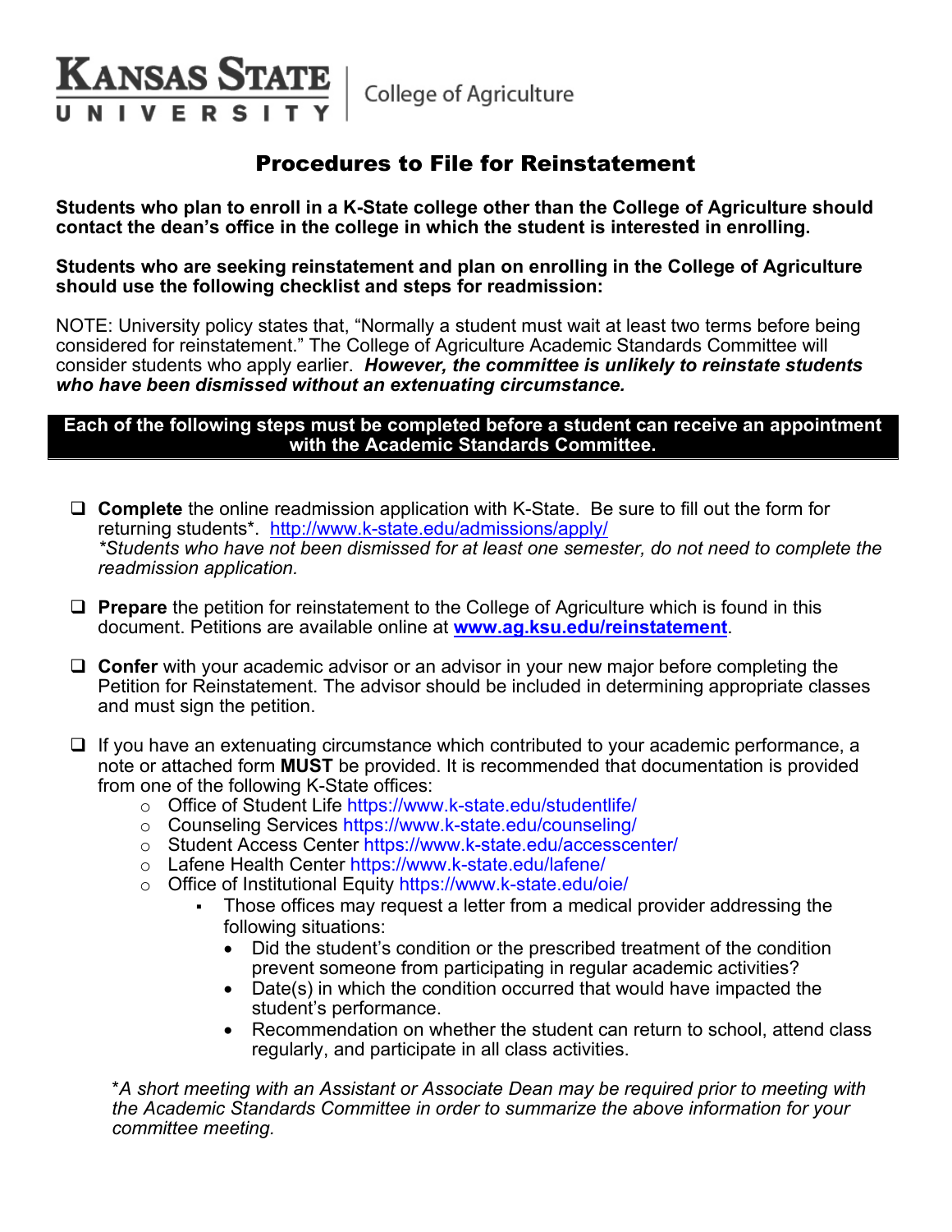**KANSAS STATE UNIVERSITY** | College of Agriculture

# Procedures to File for Reinstatement

**Students who plan to enroll in a K-State college other than the College of Agriculture should contact the dean's office in the college in which the student is interested in enrolling.**

**Students who are seeking reinstatement and plan on enrolling in the College of Agriculture should use the following checklist and steps for readmission:**

NOTE: University policy states that, "Normally a student must wait at least two terms before being considered for reinstatement." The College of Agriculture Academic Standards Committee will consider students who apply earlier. ***However, the committee is unlikely to reinstate students who have been dismissed without an extenuating circumstance.***

**Each of the following steps must be completed before a student can receive an appointment with the Academic Standards Committee.**

- [ ] **Complete** the online readmission application with K-State. Be sure to fill out the form for returning students*. http://www.k-state.edu/admissions/apply/
  *\*Students who have not been dismissed for at least one semester, do not need to complete the readmission application.*

- [ ] **Prepare** the petition for reinstatement to the College of Agriculture which is found in this document. Petitions are available online at **www.ag.ksu.edu/reinstatement**.

- [ ] **Confer** with your academic advisor or an advisor in your new major before completing the Petition for Reinstatement. The advisor should be included in determining appropriate classes and must sign the petition.

- [ ] If you have an extenuating circumstance which contributed to your academic performance, a note or attached form **MUST** be provided. It is recommended that documentation is provided from one of the following K-State offices:
  - Office of Student Life https://www.k-state.edu/studentlife/
  - Counseling Services https://www.k-state.edu/counseling/
  - Student Access Center https://www.k-state.edu/accesscenter/
  - Lafene Health Center https://www.k-state.edu/lafene/
  - Office of Institutional Equity https://www.k-state.edu/oie/
    - Those offices may request a letter from a medical provider addressing the following situations:
      - Did the student's condition or the prescribed treatment of the condition prevent someone from participating in regular academic activities?
      - Date(s) in which the condition occurred that would have impacted the student's performance.
      - Recommendation on whether the student can return to school, attend class regularly, and participate in all class activities.

  *\*A short meeting with an Assistant or Associate Dean may be required prior to meeting with the Academic Standards Committee in order to summarize the above information for your committee meeting.*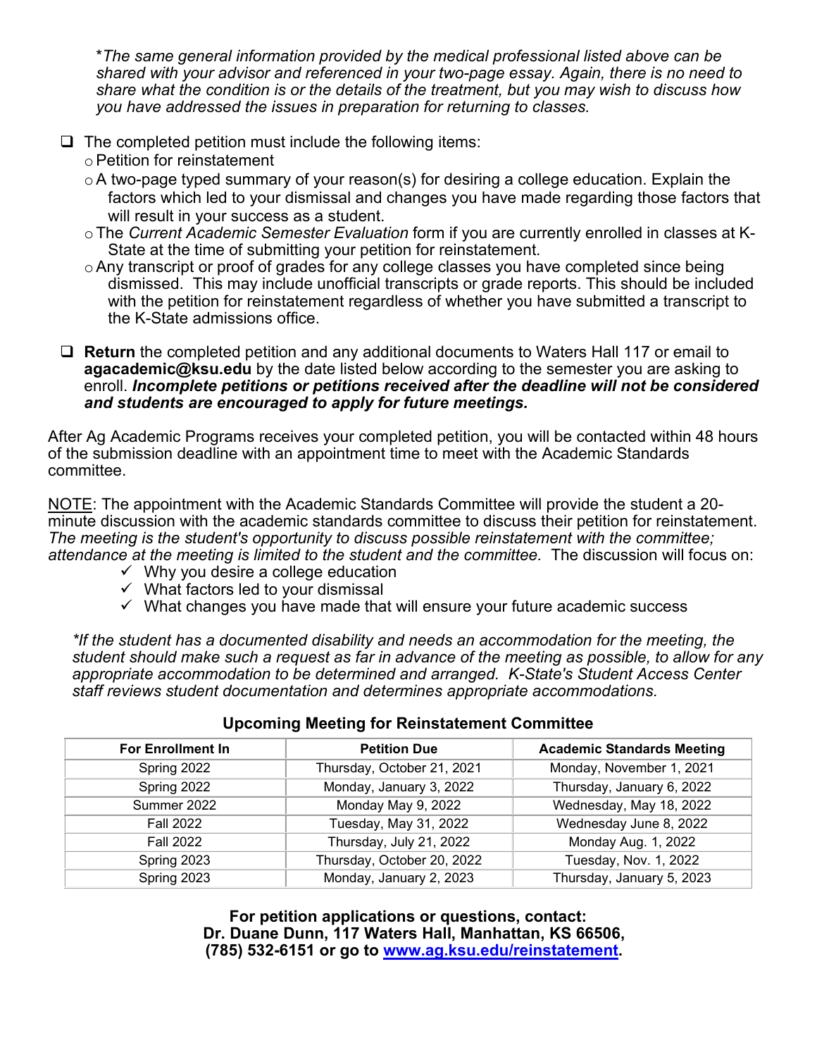**The same general information provided by the medical professional listed above can be shared with your advisor and referenced in your two-page essay. Again, there is no need to share what the condition is or the details of the treatment, but you may wish to discuss how you have addressed the issues in preparation for returning to classes.*

- ❑ The completed petition must include the following items:
  - Petition for reinstatement
  - A two-page typed summary of your reason(s) for desiring a college education. Explain the factors which led to your dismissal and changes you have made regarding those factors that will result in your success as a student.
  - The *Current Academic Semester Evaluation* form if you are currently enrolled in classes at K-State at the time of submitting your petition for reinstatement.
  - Any transcript or proof of grades for any college classes you have completed since being dismissed. This may include unofficial transcripts or grade reports. This should be included with the petition for reinstatement regardless of whether you have submitted a transcript to the K-State admissions office.

- ❑ **Return** the completed petition and any additional documents to Waters Hall 117 or email to **agacademic@ksu.edu** by the date listed below according to the semester you are asking to enroll. ***Incomplete petitions or petitions received after the deadline will not be considered and students are encouraged to apply for future meetings.***

After Ag Academic Programs receives your completed petition, you will be contacted within 48 hours of the submission deadline with an appointment time to meet with the Academic Standards committee.

NOTE: The appointment with the Academic Standards Committee will provide the student a 20-minute discussion with the academic standards committee to discuss their petition for reinstatement. *The meeting is the student's opportunity to discuss possible reinstatement with the committee; attendance at the meeting is limited to the student and the committee.* The discussion will focus on:

- ✓ Why you desire a college education
- ✓ What factors led to your dismissal
- ✓ What changes you have made that will ensure your future academic success

**If the student has a documented disability and needs an accommodation for the meeting, the student should make such a request as far in advance of the meeting as possible, to allow for any appropriate accommodation to be determined and arranged. K-State's Student Access Center staff reviews student documentation and determines appropriate accommodations.*

**Upcoming Meeting for Reinstatement Committee**

| For Enrollment In | Petition Due | Academic Standards Meeting |
|---|---|---|
| Spring 2022 | Thursday, October 21, 2021 | Monday, November 1, 2021 |
| Spring 2022 | Monday, January 3, 2022 | Thursday, January 6, 2022 |
| Summer 2022 | Monday May 9, 2022 | Wednesday, May 18, 2022 |
| Fall 2022 | Tuesday, May 31, 2022 | Wednesday June 8, 2022 |
| Fall 2022 | Thursday, July 21, 2022 | Monday Aug. 1, 2022 |
| Spring 2023 | Thursday, October 20, 2022 | Tuesday, Nov. 1, 2022 |
| Spring 2023 | Monday, January 2, 2023 | Thursday, January 5, 2023 |

**For petition applications or questions, contact:**
**Dr. Duane Dunn, 117 Waters Hall, Manhattan, KS 66506,**
**(785) 532-6151 or go to [www.ag.ksu.edu/reinstatement](http://www.ag.ksu.edu/reinstatement).**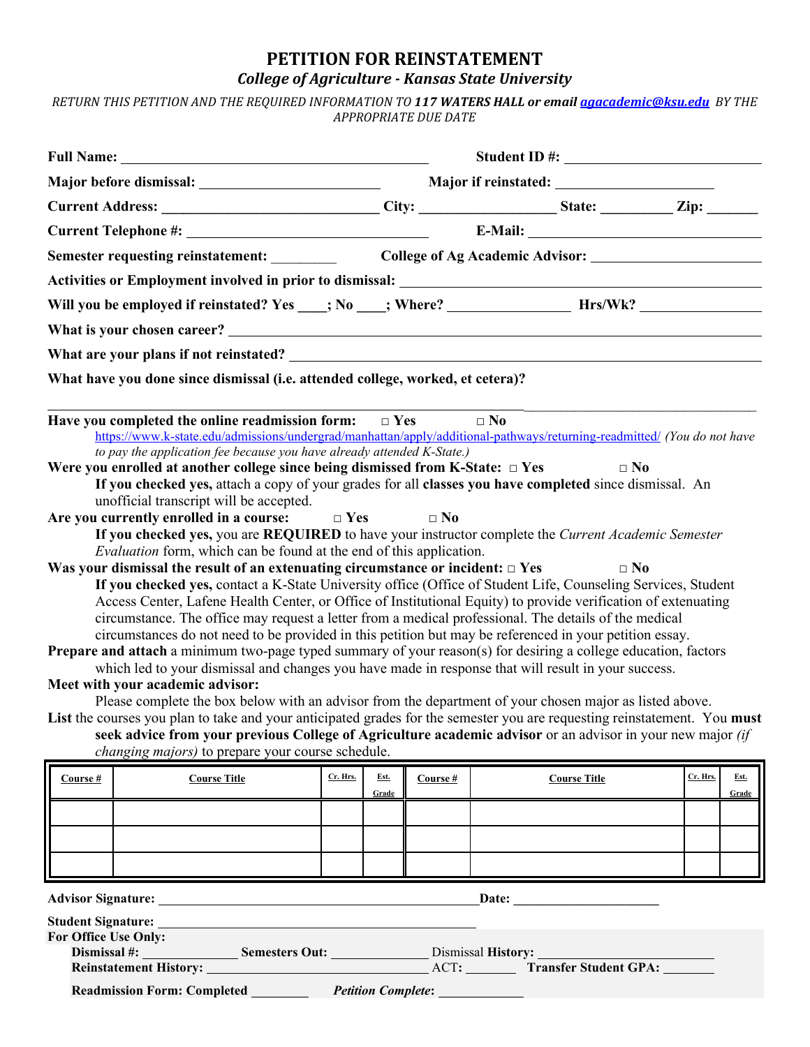# PETITION FOR REINSTATEMENT

## *College of Agriculture - Kansas State University*

*RETURN THIS PETITION AND THE REQUIRED INFORMATION TO **117 WATERS HALL** or email **agacademic@ksu.edu** BY THE APPROPRIATE DUE DATE*

**Full Name:** ______________________________ **Student ID #:** ______________________

**Major before dismissal:** ____________________ **Major if reinstated:** ____________________

**Current Address:** __________________________ **City:** ________________ **State:** ________ **Zip:** ______

**Current Telephone #:** ______________________ **E-Mail:** ______________________

**Semester requesting reinstatement:** ________ **College of Ag Academic Advisor:** ____________________

**Activities or Employment involved in prior to dismissal:** ________________________________

**Will you be employed if reinstated? Yes ____; No ____; Where?** ______________ **Hrs/Wk?** ______________

**What is your chosen career?** ________________________________________________

**What are your plans if not reinstated?** ________________________________________

**What have you done since dismissal (i.e. attended college, worked, et cetera)?**

________________________________________________________________________

**Have you completed the online readmission form:** □ Yes □ No

https://www.k-state.edu/admissions/undergrad/manhattan/apply/additional-pathways/returning-readmitted/ *(You do not have to pay the application fee because you have already attended K-State.)*

**Were you enrolled at another college since being dismissed from K-State:** □ Yes □ No

**If you checked yes,** attach a copy of your grades for all **classes you have completed** since dismissal. An unofficial transcript will be accepted.

**Are you currently enrolled in a course:** □ Yes □ No

**If you checked yes,** you are **REQUIRED** to have your instructor complete the *Current Academic Semester Evaluation* form, which can be found at the end of this application.

**Was your dismissal the result of an extenuating circumstance or incident:** □ Yes □ No

**If you checked yes,** contact a K-State University office (Office of Student Life, Counseling Services, Student Access Center, Lafene Health Center, or Office of Institutional Equity) to provide verification of extenuating circumstance. The office may request a letter from a medical professional. The details of the medical circumstances do not need to be provided in this petition but may be referenced in your petition essay.

**Prepare and attach** a minimum two-page typed summary of your reason(s) for desiring a college education, factors which led to your dismissal and changes you have made in response that will result in your success.

**Meet with your academic advisor:**

Please complete the box below with an advisor from the department of your chosen major as listed above.

**List** the courses you plan to take and your anticipated grades for the semester you are requesting reinstatement. You **must seek advice from your previous College of Agriculture academic advisor** or an advisor in your new major *(if changing majors)* to prepare your course schedule.

| Course # | Course Title | Cr. Hrs. | Est. Grade | Course # | Course Title | Cr. Hrs. | Est. Grade |
|---|---|---|---|---|---|---|---|
| | | | | | | | |
| | | | | | | | |
| | | | | | | | |

**Advisor Signature:** ________________________________ **Date:** ________________

**Student Signature:** ________________________________

**For Office Use Only:**

**Dismissal #:** __________ **Semesters Out:** __________ Dismissal **History:** ________________

**Reinstatement History:** ______________________ ACT**:** ______ **Transfer Student GPA:** ______

**Readmission Form: Completed** ________ ***Petition Complete*:** __________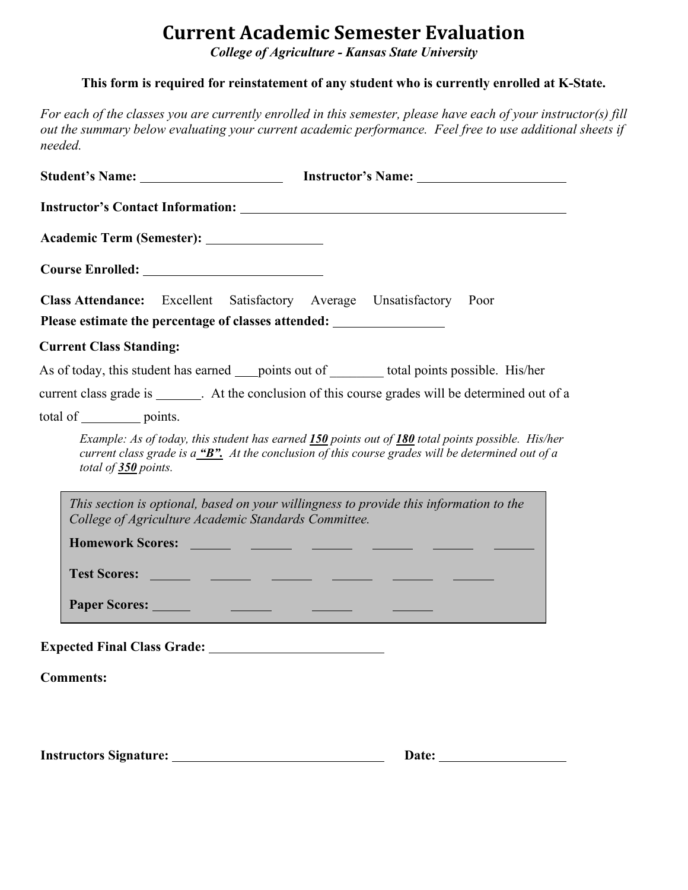# Current Academic Semester Evaluation

***College of Agriculture - Kansas State University***

**This form is required for reinstatement of any student who is currently enrolled at K-State.**

*For each of the classes you are currently enrolled in this semester, please have each of your instructor(s) fill out the summary below evaluating your current academic performance. Feel free to use additional sheets if needed.*

**Student's Name:** ____________________ **Instructor's Name:** ____________________

**Instructor's Contact Information:** ________________________________________________

**Academic Term (Semester):** ________________

**Course Enrolled:** ________________________

**Class Attendance:** Excellent Satisfactory Average Unsatisfactory Poor

**Please estimate the percentage of classes attended:** ________________

**Current Class Standing:**

As of today, this student has earned ___points out of ________ total points possible. His/her current class grade is _______. At the conclusion of this course grades will be determined out of a total of _________ points.

*Example: As of today, this student has earned* ***150*** *points out of* ***180*** *total points possible. His/her current class grade is a* ***"B".*** *At the conclusion of this course grades will be determined out of a total of* ***350*** *points.*

> *This section is optional, based on your willingness to provide this information to the College of Agriculture Academic Standards Committee.*
>
> **Homework Scores:** ______ ______ ______ ______ ______ ______
>
> **Test Scores:** ______ ______ ______ ______ ______ ______
>
> **Paper Scores:** ______ ______ ______ ______

**Expected Final Class Grade:** ________________________

**Comments:**

**Instructors Signature:** ______________________________ **Date:** ________________